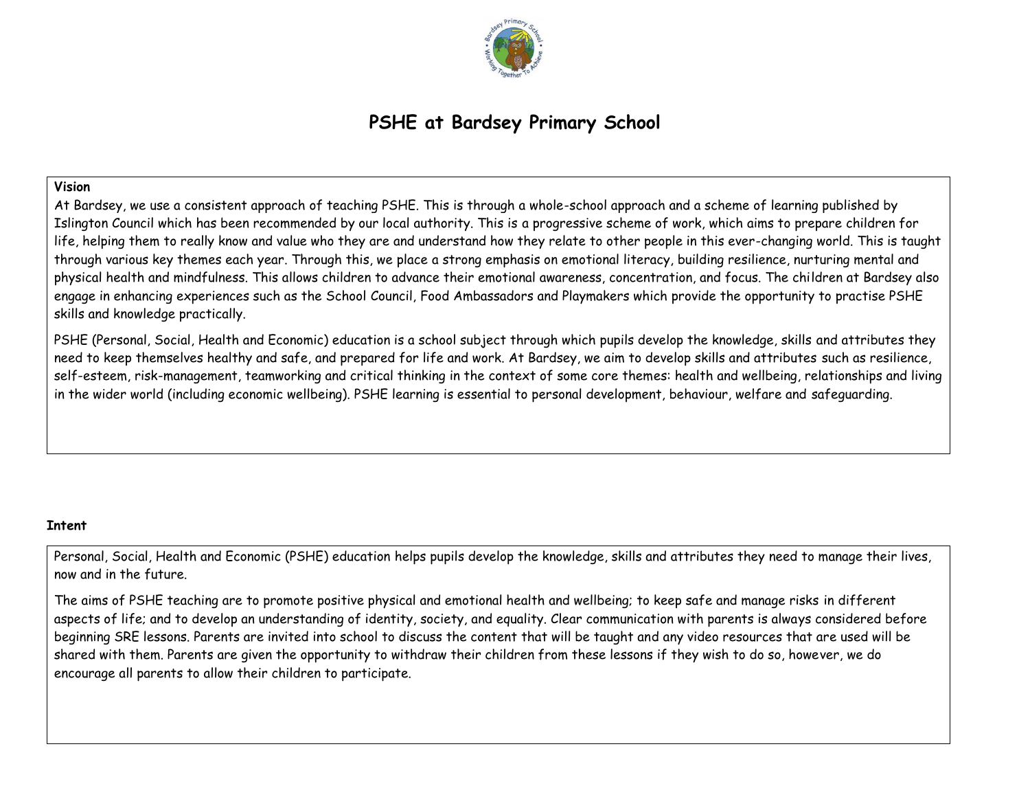# PSHE at Bardsey Primary School

**Vision**

At Bardsey, we use a consistent approach of teaching PSHE. This is through a whole-school approach and a scheme of learning published by Islington Council which has been recommended by our local authority. This is a progressive scheme of work, which aims to prepare children for life, helping them to really know and value who they are and understand how they relate to other people in this ever-changing world. This is taught through various key themes each year. Through this, we place a strong emphasis on emotional literacy, building resilience, nurturing mental and physical health and mindfulness. This allows children to advance their emotional awareness, concentration, and focus. The children at Bardsey also engage in enhancing experiences such as the School Council, Food Ambassadors and Playmakers which provide the opportunity to practise PSHE skills and knowledge practically.

PSHE (Personal, Social, Health and Economic) education is a school subject through which pupils develop the knowledge, skills and attributes they need to keep themselves healthy and safe, and prepared for life and work. At Bardsey, we aim to develop skills and attributes such as resilience, self-esteem, risk-management, teamworking and critical thinking in the context of some core themes: health and wellbeing, relationships and living in the wider world (including economic wellbeing). PSHE learning is essential to personal development, behaviour, welfare and safeguarding.

**Intent**

Personal, Social, Health and Economic (PSHE) education helps pupils develop the knowledge, skills and attributes they need to manage their lives, now and in the future.

The aims of PSHE teaching are to promote positive physical and emotional health and wellbeing; to keep safe and manage risks in different aspects of life; and to develop an understanding of identity, society, and equality. Clear communication with parents is always considered before beginning SRE lessons. Parents are invited into school to discuss the content that will be taught and any video resources that are used will be shared with them. Parents are given the opportunity to withdraw their children from these lessons if they wish to do so, however, we do encourage all parents to allow their children to participate.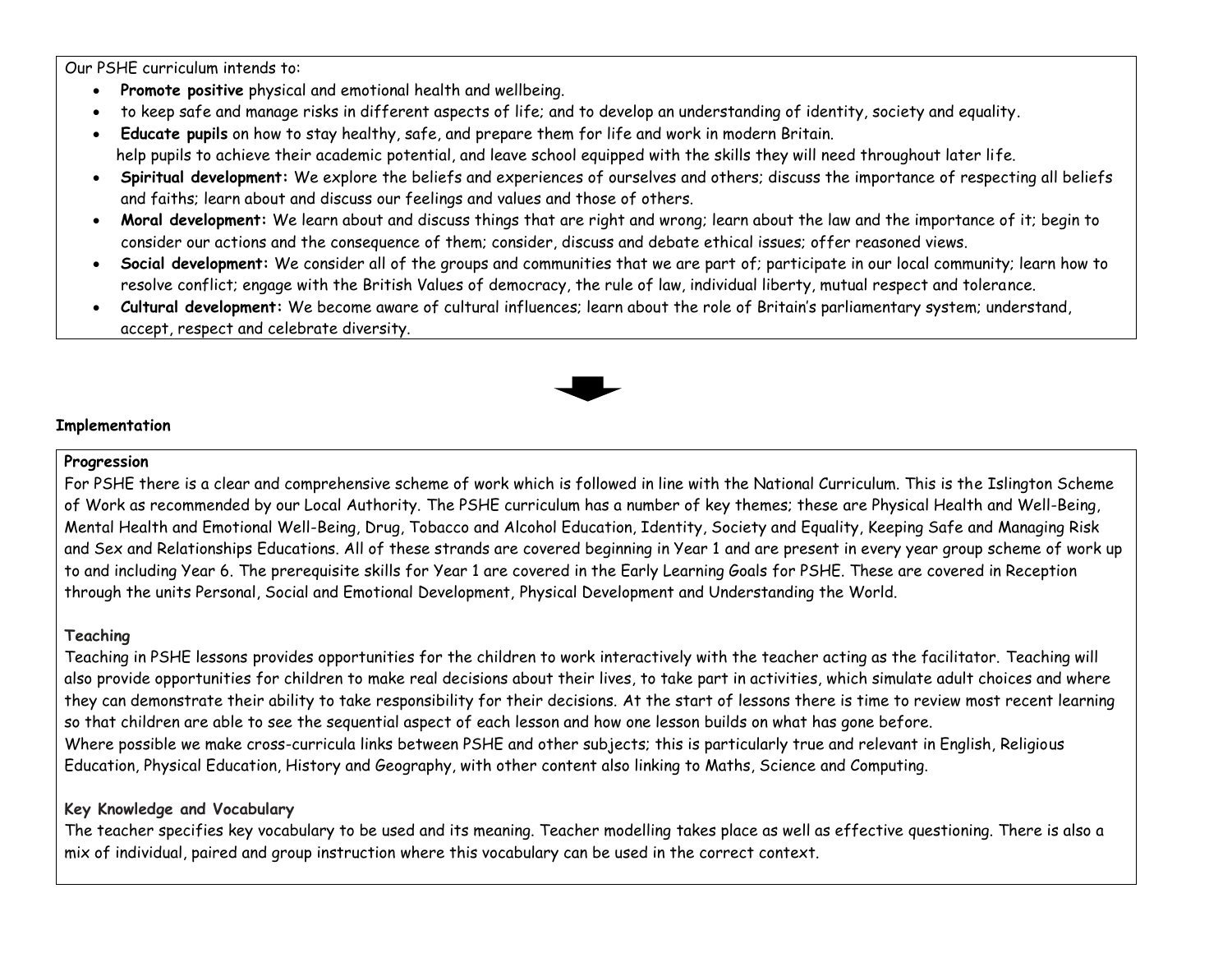Our PSHE curriculum intends to:

- **Promote positive** physical and emotional health and wellbeing.
- to keep safe and manage risks in different aspects of life; and to develop an understanding of identity, society and equality.
- **Educate pupils** on how to stay healthy, safe, and prepare them for life and work in modern Britain.
  help pupils to achieve their academic potential, and leave school equipped with the skills they will need throughout later life.
- **Spiritual development:** We explore the beliefs and experiences of ourselves and others; discuss the importance of respecting all beliefs and faiths; learn about and discuss our feelings and values and those of others.
- **Moral development:** We learn about and discuss things that are right and wrong; learn about the law and the importance of it; begin to consider our actions and the consequence of them; consider, discuss and debate ethical issues; offer reasoned views.
- **Social development:** We consider all of the groups and communities that we are part of; participate in our local community; learn how to resolve conflict; engage with the British Values of democracy, the rule of law, individual liberty, mutual respect and tolerance.
- **Cultural development:** We become aware of cultural influences; learn about the role of Britain's parliamentary system; understand, accept, respect and celebrate diversity.

## Implementation

### Progression

For PSHE there is a clear and comprehensive scheme of work which is followed in line with the National Curriculum. This is the Islington Scheme of Work as recommended by our Local Authority. The PSHE curriculum has a number of key themes; these are Physical Health and Well-Being, Mental Health and Emotional Well-Being, Drug, Tobacco and Alcohol Education, Identity, Society and Equality, Keeping Safe and Managing Risk and Sex and Relationships Educations. All of these strands are covered beginning in Year 1 and are present in every year group scheme of work up to and including Year 6. The prerequisite skills for Year 1 are covered in the Early Learning Goals for PSHE. These are covered in Reception through the units Personal, Social and Emotional Development, Physical Development and Understanding the World.

### Teaching

Teaching in PSHE lessons provides opportunities for the children to work interactively with the teacher acting as the facilitator. Teaching will also provide opportunities for children to make real decisions about their lives, to take part in activities, which simulate adult choices and where they can demonstrate their ability to take responsibility for their decisions. At the start of lessons there is time to review most recent learning so that children are able to see the sequential aspect of each lesson and how one lesson builds on what has gone before.
Where possible we make cross-curricula links between PSHE and other subjects; this is particularly true and relevant in English, Religious Education, Physical Education, History and Geography, with other content also linking to Maths, Science and Computing.

### Key Knowledge and Vocabulary

The teacher specifies key vocabulary to be used and its meaning. Teacher modelling takes place as well as effective questioning. There is also a mix of individual, paired and group instruction where this vocabulary can be used in the correct context.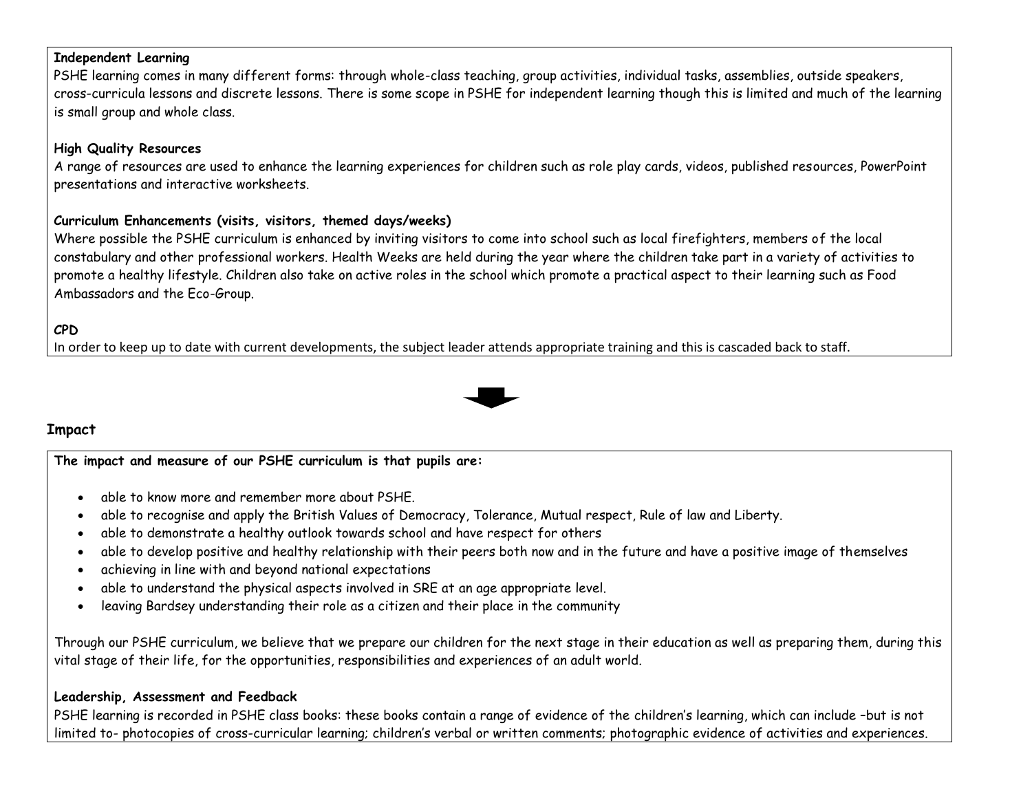**Independent Learning**

PSHE learning comes in many different forms: through whole-class teaching, group activities, individual tasks, assemblies, outside speakers, cross-curricula lessons and discrete lessons. There is some scope in PSHE for independent learning though this is limited and much of the learning is small group and whole class.

**High Quality Resources**

A range of resources are used to enhance the learning experiences for children such as role play cards, videos, published resources, PowerPoint presentations and interactive worksheets.

**Curriculum Enhancements (visits, visitors, themed days/weeks)**

Where possible the PSHE curriculum is enhanced by inviting visitors to come into school such as local firefighters, members of the local constabulary and other professional workers. Health Weeks are held during the year where the children take part in a variety of activities to promote a healthy lifestyle. Children also take on active roles in the school which promote a practical aspect to their learning such as Food Ambassadors and the Eco-Group.

**CPD**

In order to keep up to date with current developments, the subject leader attends appropriate training and this is cascaded back to staff.

## Impact

**The impact and measure of our PSHE curriculum is that pupils are:**

- able to know more and remember more about PSHE.
- able to recognise and apply the British Values of Democracy, Tolerance, Mutual respect, Rule of law and Liberty.
- able to demonstrate a healthy outlook towards school and have respect for others
- able to develop positive and healthy relationship with their peers both now and in the future and have a positive image of themselves
- achieving in line with and beyond national expectations
- able to understand the physical aspects involved in SRE at an age appropriate level.
- leaving Bardsey understanding their role as a citizen and their place in the community

Through our PSHE curriculum, we believe that we prepare our children for the next stage in their education as well as preparing them, during this vital stage of their life, for the opportunities, responsibilities and experiences of an adult world.

**Leadership, Assessment and Feedback**

PSHE learning is recorded in PSHE class books: these books contain a range of evidence of the children's learning, which can include –but is not limited to- photocopies of cross-curricular learning; children's verbal or written comments; photographic evidence of activities and experiences.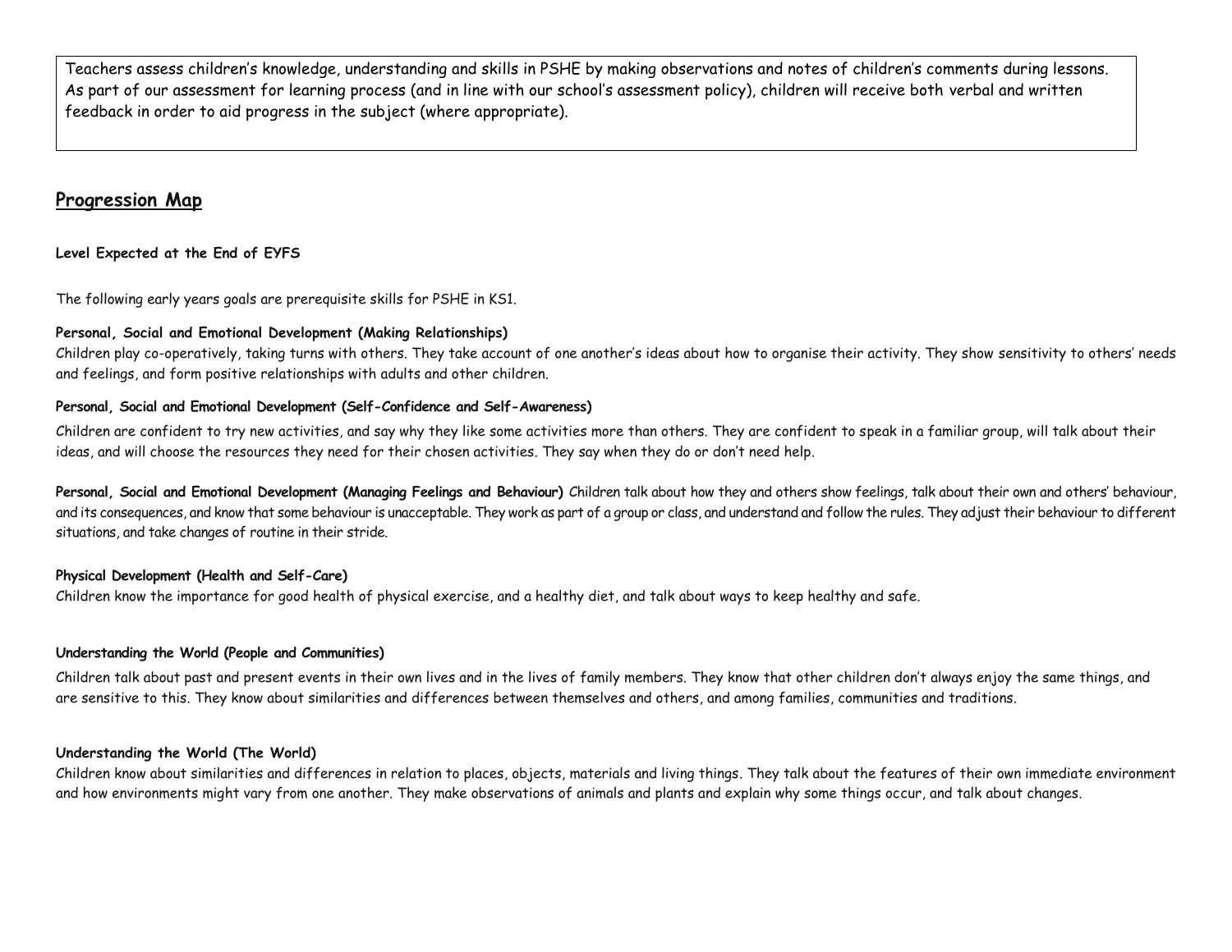Teachers assess children's knowledge, understanding and skills in PSHE by making observations and notes of children's comments during lessons. As part of our assessment for learning process (and in line with our school's assessment policy), children will receive both verbal and written feedback in order to aid progress in the subject (where appropriate).

## Progression Map

**Level Expected at the End of EYFS**

The following early years goals are prerequisite skills for PSHE in KS1.

**Personal, Social and Emotional Development (Making Relationships)**
Children play co-operatively, taking turns with others. They take account of one another's ideas about how to organise their activity. They show sensitivity to others' needs and feelings, and form positive relationships with adults and other children.

**Personal, Social and Emotional Development (Self-Confidence and Self-Awareness)**

Children are confident to try new activities, and say why they like some activities more than others. They are confident to speak in a familiar group, will talk about their ideas, and will choose the resources they need for their chosen activities. They say when they do or don't need help.

**Personal, Social and Emotional Development (Managing Feelings and Behaviour)** Children talk about how they and others show feelings, talk about their own and others' behaviour, and its consequences, and know that some behaviour is unacceptable. They work as part of a group or class, and understand and follow the rules. They adjust their behaviour to different situations, and take changes of routine in their stride.

**Physical Development (Health and Self-Care)**
Children know the importance for good health of physical exercise, and a healthy diet, and talk about ways to keep healthy and safe.

**Understanding the World (People and Communities)**

Children talk about past and present events in their own lives and in the lives of family members. They know that other children don't always enjoy the same things, and are sensitive to this. They know about similarities and differences between themselves and others, and among families, communities and traditions.

**Understanding the World (The World)**
Children know about similarities and differences in relation to places, objects, materials and living things. They talk about the features of their own immediate environment and how environments might vary from one another. They make observations of animals and plants and explain why some things occur, and talk about changes.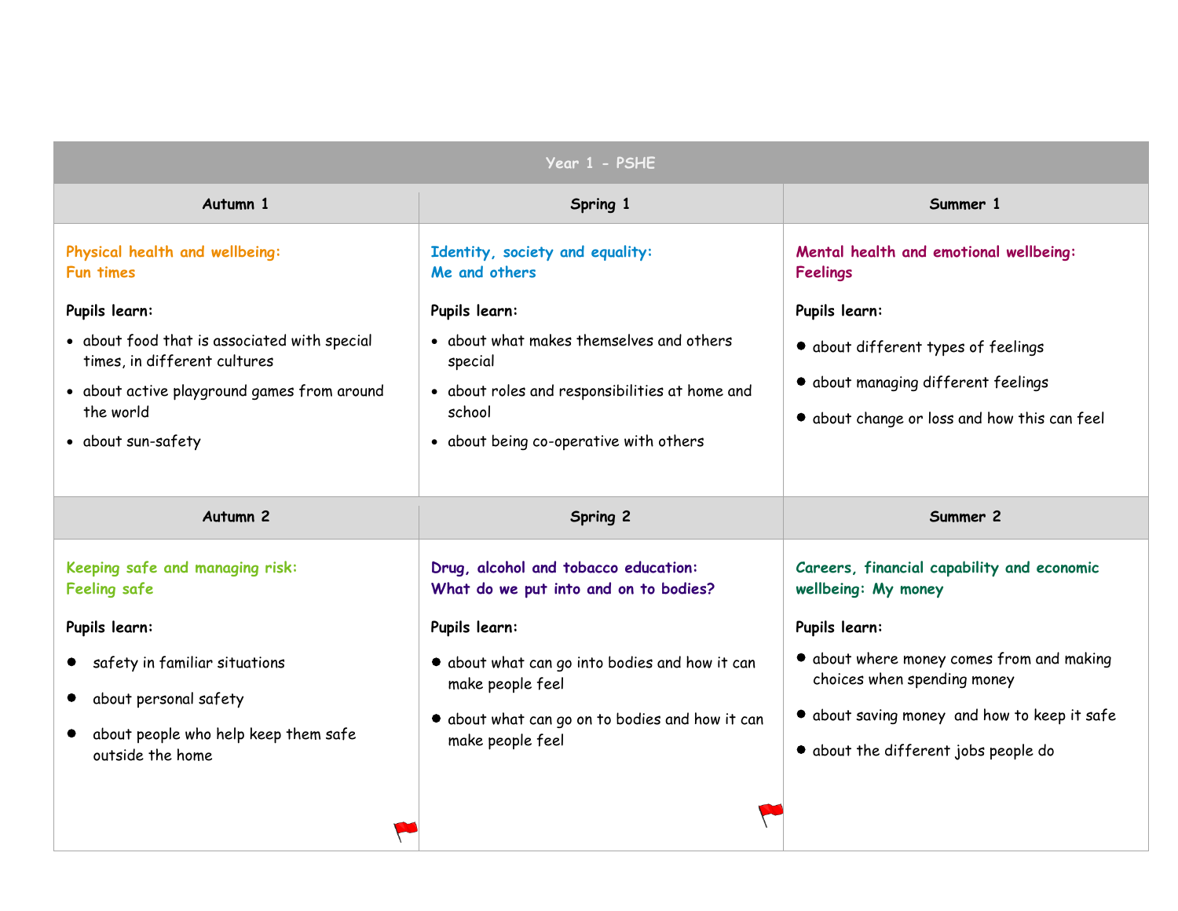## Year 1 - PSHE

| Autumn 1 | Spring 1 | Summer 1 |
| --- | --- | --- |
| **Physical health and wellbeing: Fun times**<br><br>**Pupils learn:**<br>• about food that is associated with special times, in different cultures<br>• about active playground games from around the world<br>• about sun-safety | **Identity, society and equality: Me and others**<br><br>**Pupils learn:**<br>• about what makes themselves and others special<br>• about roles and responsibilities at home and school<br>• about being co-operative with others | **Mental health and emotional wellbeing: Feelings**<br><br>**Pupils learn:**<br>• about different types of feelings<br>• about managing different feelings<br>• about change or loss and how this can feel |
| **Autumn 2** | **Spring 2** | **Summer 2** |
| **Keeping safe and managing risk: Feeling safe**<br><br>**Pupils learn:**<br>• safety in familiar situations<br>• about personal safety<br>• about people who help keep them safe outside the home | **Drug, alcohol and tobacco education: What do we put into and on to bodies?**<br><br>**Pupils learn:**<br>• about what can go into bodies and how it can make people feel<br>• about what can go on to bodies and how it can make people feel | **Careers, financial capability and economic wellbeing: My money**<br><br>**Pupils learn:**<br>• about where money comes from and making choices when spending money<br>• about saving money and how to keep it safe<br>• about the different jobs people do |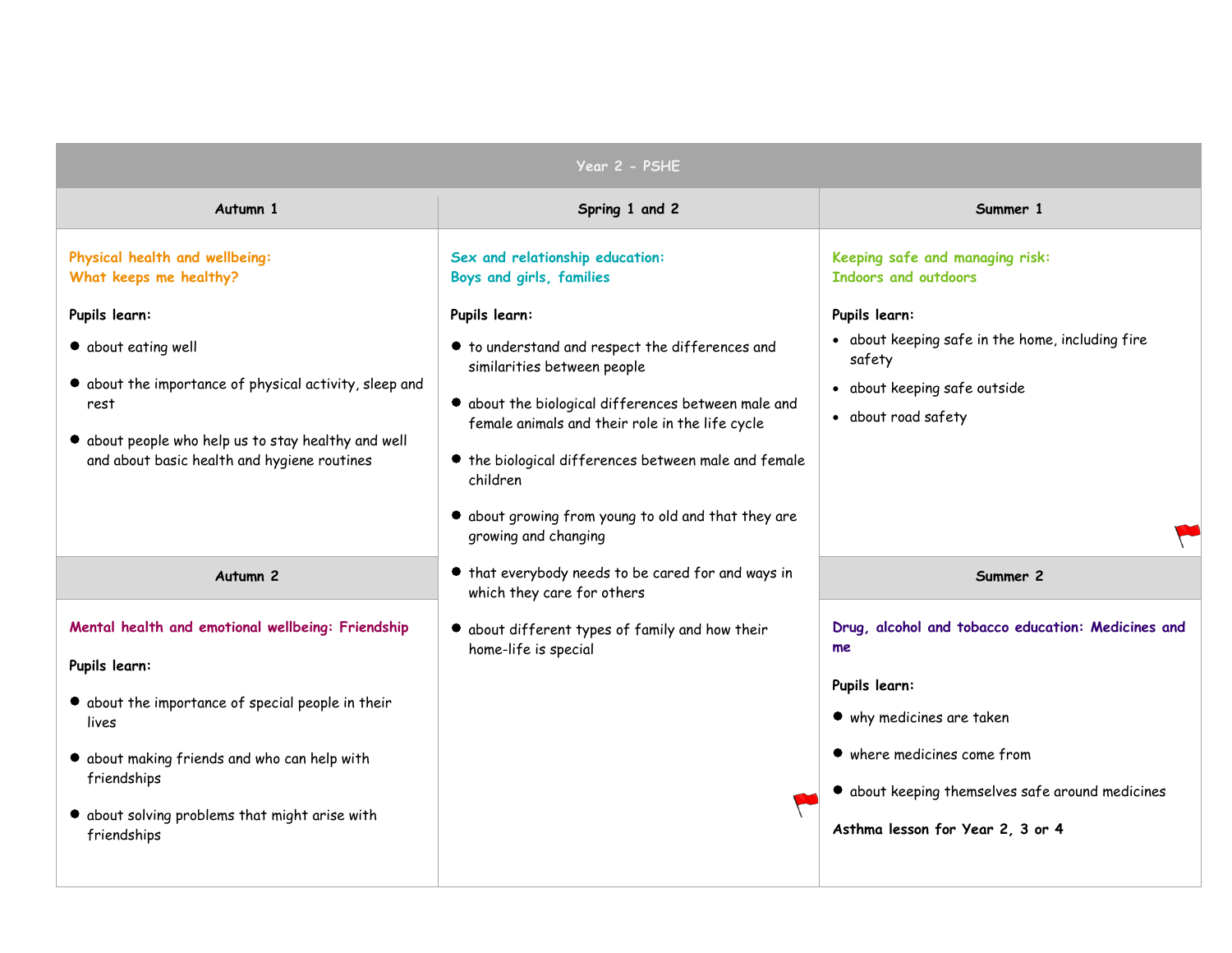# Year 2 - PSHE

## Autumn 1

**Physical health and wellbeing:**
**What keeps me healthy?**

**Pupils learn:**

- about eating well
- about the importance of physical activity, sleep and rest
- about people who help us to stay healthy and well and about basic health and hygiene routines

## Autumn 2

**Mental health and emotional wellbeing: Friendship**

**Pupils learn:**

- about the importance of special people in their lives
- about making friends and who can help with friendships
- about solving problems that might arise with friendships

## Spring 1 and 2

**Sex and relationship education:**
**Boys and girls, families**

**Pupils learn:**

- to understand and respect the differences and similarities between people
- about the biological differences between male and female animals and their role in the life cycle
- the biological differences between male and female children
- about growing from young to old and that they are growing and changing
- that everybody needs to be cared for and ways in which they care for others
- about different types of family and how their home-life is special

## Summer 1

**Keeping safe and managing risk:**
**Indoors and outdoors**

**Pupils learn:**

- about keeping safe in the home, including fire safety
- about keeping safe outside
- about road safety

## Summer 2

**Drug, alcohol and tobacco education: Medicines and me**

**Pupils learn:**

- why medicines are taken
- where medicines come from
- about keeping themselves safe around medicines

**Asthma lesson for Year 2, 3 or 4**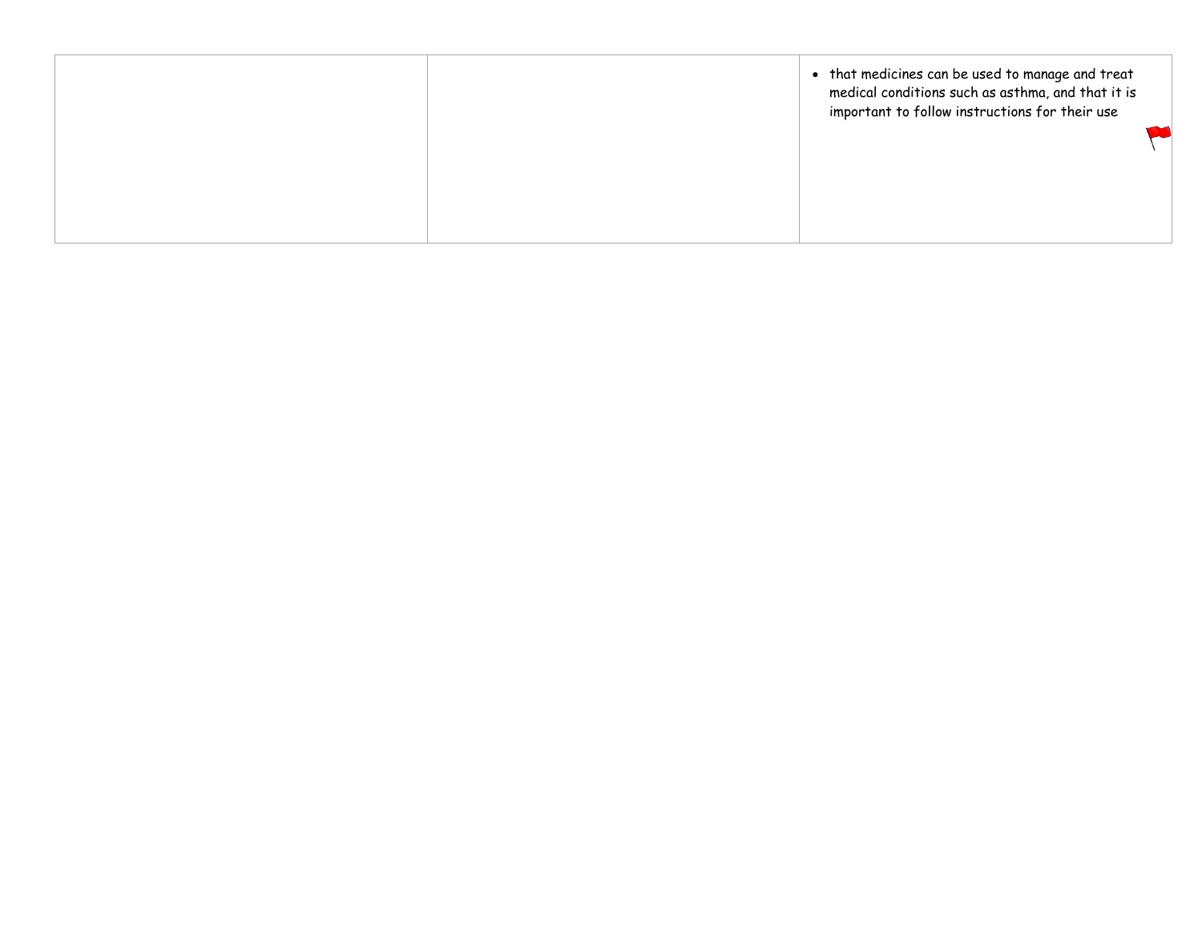| | | |
|---|---|---|
| | | • that medicines can be used to manage and treat medical conditions such as asthma, and that it is important to follow instructions for their use |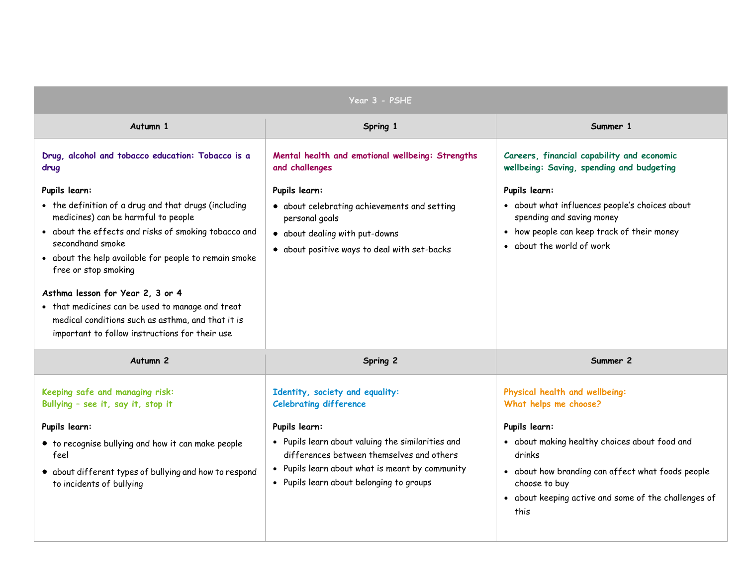| Year 3 - PSHE | | |
|---|---|---|
| **Autumn 1** | **Spring 1** | **Summer 1** |
| **Drug, alcohol and tobacco education: Tobacco is a drug**<br><br>**Pupils learn:**<br>• the definition of a drug and that drugs (including medicines) can be harmful to people<br>• about the effects and risks of smoking tobacco and secondhand smoke<br>• about the help available for people to remain smoke free or stop smoking<br><br>**Asthma lesson for Year 2, 3 or 4**<br>• that medicines can be used to manage and treat medical conditions such as asthma, and that it is important to follow instructions for their use | **Mental health and emotional wellbeing: Strengths and challenges**<br><br>**Pupils learn:**<br>• about celebrating achievements and setting personal goals<br>• about dealing with put-downs<br>• about positive ways to deal with set-backs | **Careers, financial capability and economic wellbeing: Saving, spending and budgeting**<br><br>**Pupils learn:**<br>• about what influences people's choices about spending and saving money<br>• how people can keep track of their money<br>• about the world of work |
| **Autumn 2** | **Spring 2** | **Summer 2** |
| **Keeping safe and managing risk: Bullying – see it, say it, stop it**<br><br>**Pupils learn:**<br>• to recognise bullying and how it can make people feel<br>• about different types of bullying and how to respond to incidents of bullying | **Identity, society and equality: Celebrating difference**<br><br>**Pupils learn:**<br>• Pupils learn about valuing the similarities and differences between themselves and others<br>• Pupils learn about what is meant by community<br>• Pupils learn about belonging to groups | **Physical health and wellbeing: What helps me choose?**<br><br>**Pupils learn:**<br>• about making healthy choices about food and drinks<br>• about how branding can affect what foods people choose to buy<br>• about keeping active and some of the challenges of this |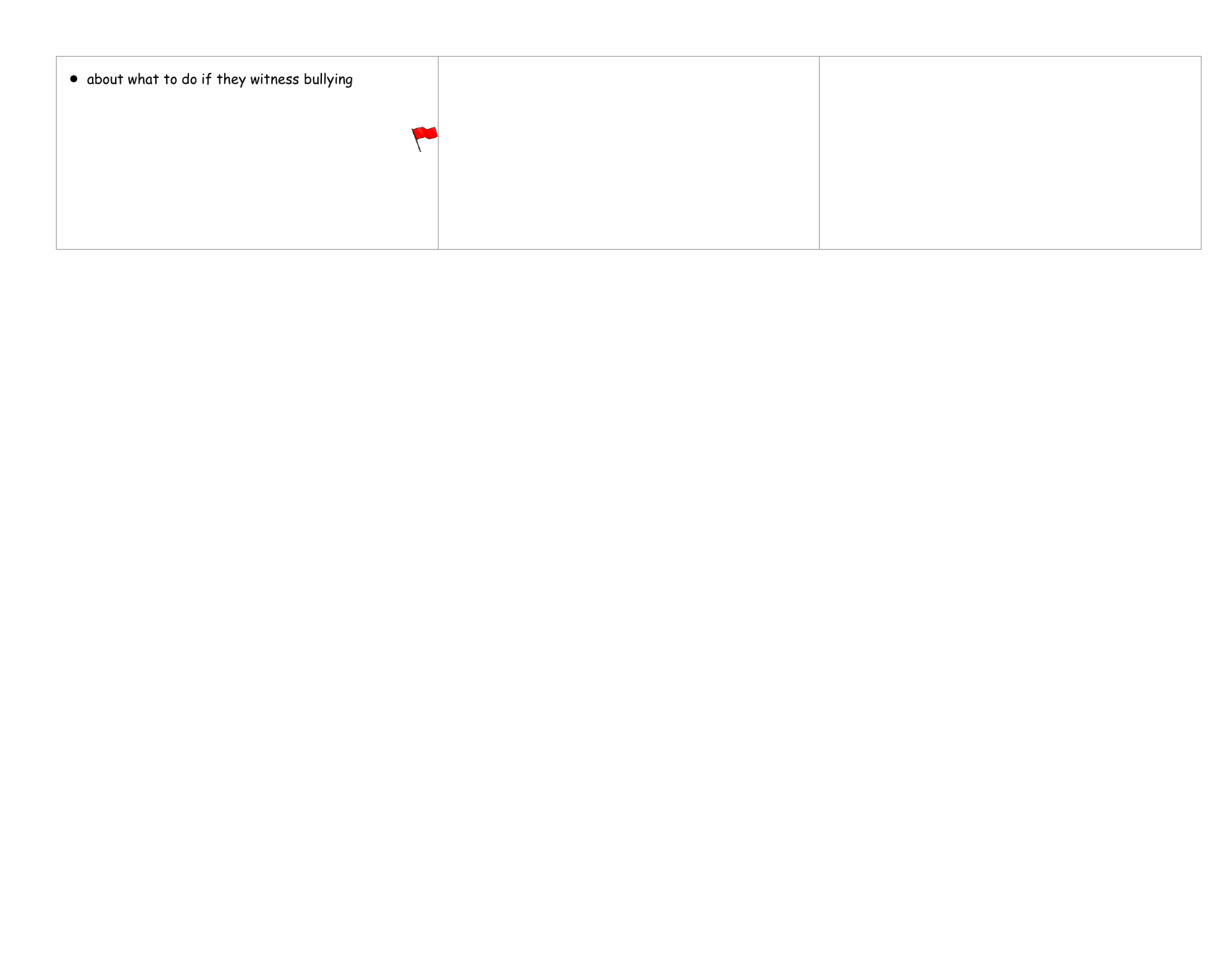| | | |
|---|---|---|
| • about what to do if they witness bullying | | |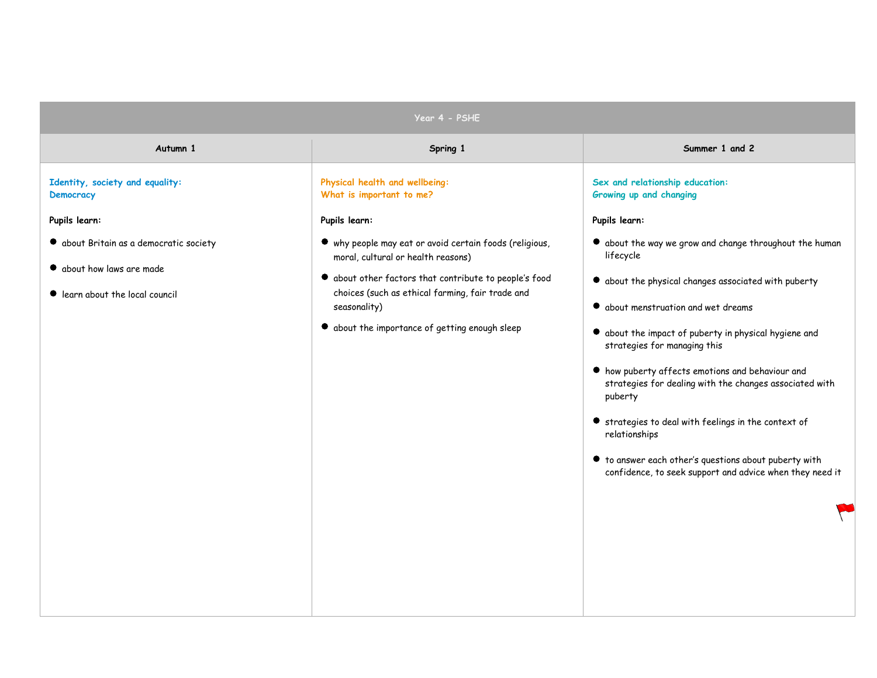# Year 4 - PSHE

| Autumn 1 | Spring 1 | Summer 1 and 2 |
|---|---|---|
| **Identity, society and equality: Democracy**<br><br>**Pupils learn:**<br><br>• about Britain as a democratic society<br>• about how laws are made<br>• learn about the local council | **Physical health and wellbeing: What is important to me?**<br><br>**Pupils learn:**<br><br>• why people may eat or avoid certain foods (religious, moral, cultural or health reasons)<br>• about other factors that contribute to people's food choices (such as ethical farming, fair trade and seasonality)<br>• about the importance of getting enough sleep | **Sex and relationship education: Growing up and changing**<br><br>**Pupils learn:**<br><br>• about the way we grow and change throughout the human lifecycle<br>• about the physical changes associated with puberty<br>• about menstruation and wet dreams<br>• about the impact of puberty in physical hygiene and strategies for managing this<br>• how puberty affects emotions and behaviour and strategies for dealing with the changes associated with puberty<br>• strategies to deal with feelings in the context of relationships<br>• to answer each other's questions about puberty with confidence, to seek support and advice when they need it |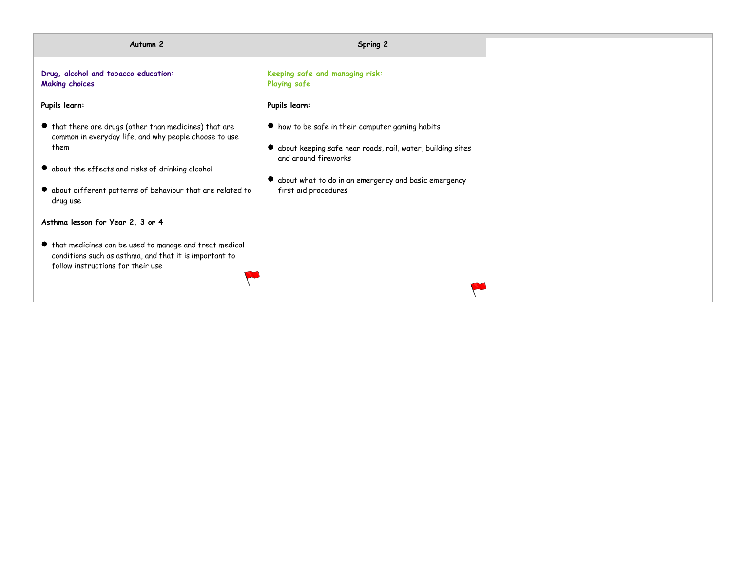| Autumn 2 | Spring 2 | |
|---|---|---|
| **Drug, alcohol and tobacco education: Making choices**<br><br>**Pupils learn:**<br><br>• that there are drugs (other than medicines) that are common in everyday life, and why people choose to use them<br><br>• about the effects and risks of drinking alcohol<br><br>• about different patterns of behaviour that are related to drug use<br><br>**Asthma lesson for Year 2, 3 or 4**<br><br>• that medicines can be used to manage and treat medical conditions such as asthma, and that it is important to follow instructions for their use | **Keeping safe and managing risk: Playing safe**<br><br>**Pupils learn:**<br><br>• how to be safe in their computer gaming habits<br><br>• about keeping safe near roads, rail, water, building sites and around fireworks<br><br>• about what to do in an emergency and basic emergency first aid procedures | |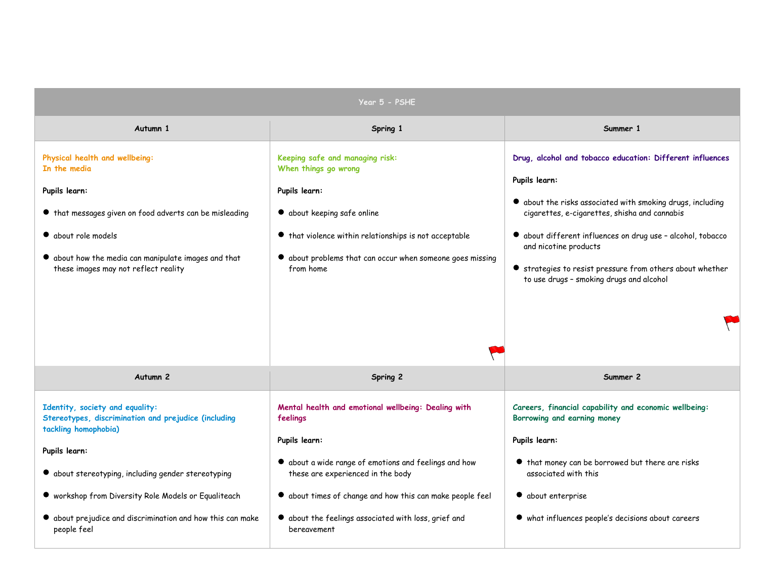## Year 5 - PSHE

### Autumn 1

**Physical health and wellbeing: In the media**

**Pupils learn:**

- that messages given on food adverts can be misleading
- about role models
- about how the media can manipulate images and that these images may not reflect reality

### Spring 1

**Keeping safe and managing risk: When things go wrong**

**Pupils learn:**

- about keeping safe online
- that violence within relationships is not acceptable
- about problems that can occur when someone goes missing from home

### Summer 1

**Drug, alcohol and tobacco education: Different influences**

**Pupils learn:**

- about the risks associated with smoking drugs, including cigarettes, e-cigarettes, shisha and cannabis
- about different influences on drug use – alcohol, tobacco and nicotine products
- strategies to resist pressure from others about whether to use drugs – smoking drugs and alcohol

### Autumn 2

**Identity, society and equality: Stereotypes, discrimination and prejudice (including tackling homophobia)**

**Pupils learn:**

- about stereotyping, including gender stereotyping
- workshop from Diversity Role Models or Equaliteach
- about prejudice and discrimination and how this can make people feel

### Spring 2

**Mental health and emotional wellbeing: Dealing with feelings**

**Pupils learn:**

- about a wide range of emotions and feelings and how these are experienced in the body
- about times of change and how this can make people feel
- about the feelings associated with loss, grief and bereavement

### Summer 2

**Careers, financial capability and economic wellbeing: Borrowing and earning money**

**Pupils learn:**

- that money can be borrowed but there are risks associated with this
- about enterprise
- what influences people's decisions about careers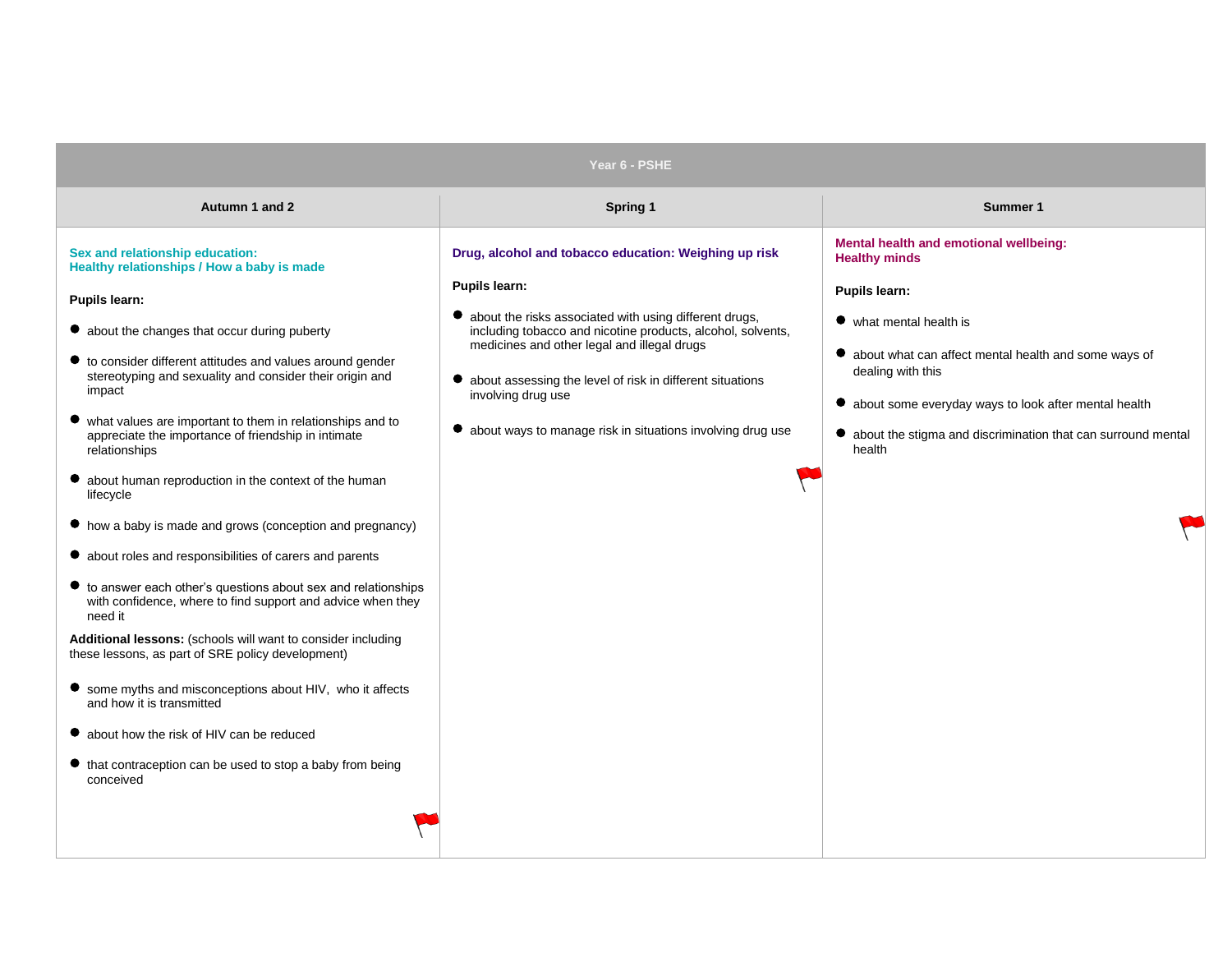## Year 6 - PSHE

### Autumn 1 and 2

**Sex and relationship education: Healthy relationships / How a baby is made**

**Pupils learn:**

- about the changes that occur during puberty
- to consider different attitudes and values around gender stereotyping and sexuality and consider their origin and impact
- what values are important to them in relationships and to appreciate the importance of friendship in intimate relationships
- about human reproduction in the context of the human lifecycle
- how a baby is made and grows (conception and pregnancy)
- about roles and responsibilities of carers and parents
- to answer each other's questions about sex and relationships with confidence, where to find support and advice when they need it

**Additional lessons:** (schools will want to consider including these lessons, as part of SRE policy development)

- some myths and misconceptions about HIV, who it affects and how it is transmitted
- about how the risk of HIV can be reduced
- that contraception can be used to stop a baby from being conceived

### Spring 1

**Drug, alcohol and tobacco education: Weighing up risk**

**Pupils learn:**

- about the risks associated with using different drugs, including tobacco and nicotine products, alcohol, solvents, medicines and other legal and illegal drugs
- about assessing the level of risk in different situations involving drug use
- about ways to manage risk in situations involving drug use

### Summer 1

**Mental health and emotional wellbeing: Healthy minds**

**Pupils learn:**

- what mental health is
- about what can affect mental health and some ways of dealing with this
- about some everyday ways to look after mental health
- about the stigma and discrimination that can surround mental health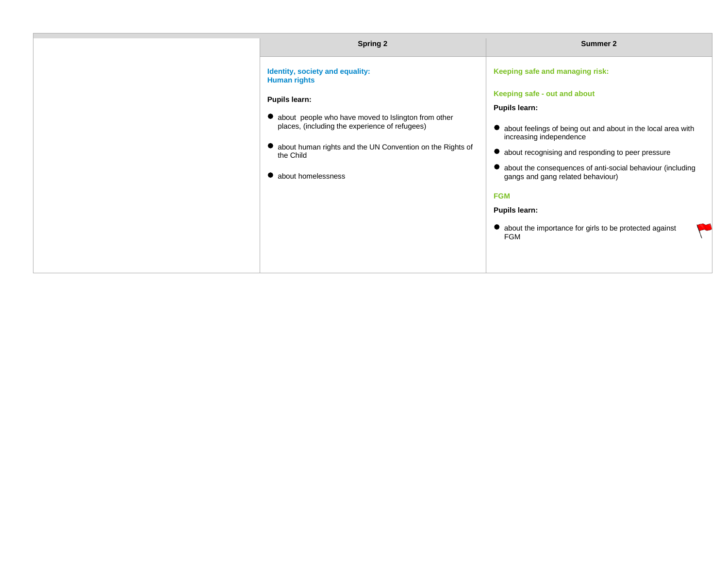| | Spring 2 | Summer 2 |
|---|---|---|
| | **Identity, society and equality: Human rights**<br><br>**Pupils learn:**<br><br>● about people who have moved to Islington from other places, (including the experience of refugees)<br><br>● about human rights and the UN Convention on the Rights of the Child<br><br>● about homelessness | **Keeping safe and managing risk:**<br><br>**Keeping safe - out and about**<br><br>**Pupils learn:**<br><br>● about feelings of being out and about in the local area with increasing independence<br><br>● about recognising and responding to peer pressure<br><br>● about the consequences of anti-social behaviour (including gangs and gang related behaviour)<br><br>**FGM**<br><br>**Pupils learn:**<br><br>● about the importance for girls to be protected against FGM |